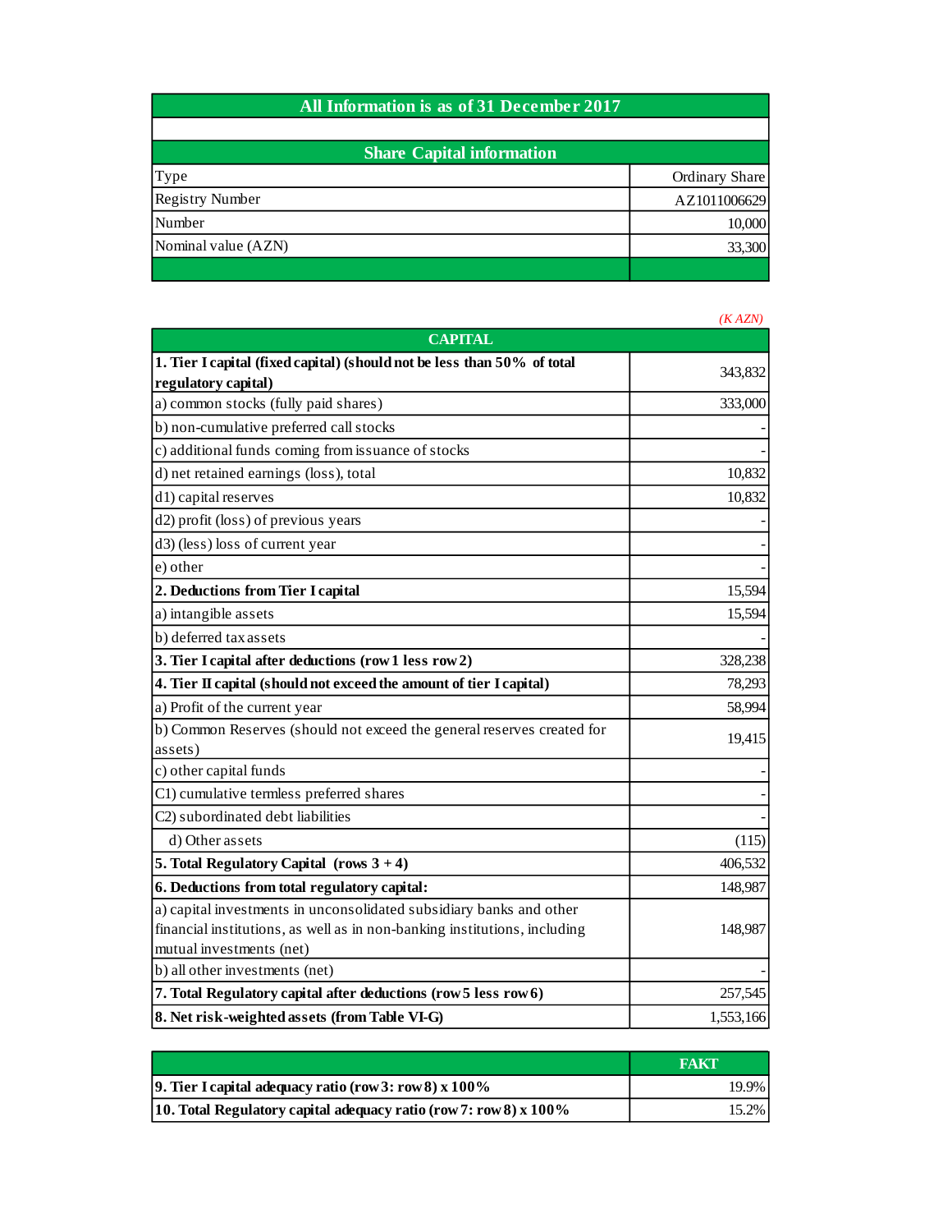| All Information is as of 31 December 2017 | |
|---|---|
| | |
| **Share Capital information** | |
| Type | Ordinary Share |
| Registry Number | AZ1011006629 |
| Number | 10,000 |
| Nominal value (AZN) | 33,300 |
| | |

*(K AZN)*

| CAPITAL | |
|---|---|
| **1. Tier I capital (fixed capital) (should not be less than 50% of total regulatory capital)** | 343,832 |
| a) common stocks (fully paid shares) | 333,000 |
| b) non-cumulative preferred call stocks | - |
| c) additional funds coming from issuance of stocks | - |
| d) net retained earnings (loss), total | 10,832 |
| d1) capital reserves | 10,832 |
| d2) profit (loss) of previous years | - |
| d3) (less) loss of current year | - |
| e) other | - |
| **2. Deductions from Tier I capital** | 15,594 |
| a) intangible assets | 15,594 |
| b) deferred tax assets | - |
| **3. Tier I capital after deductions (row 1 less row 2)** | 328,238 |
| **4. Tier II capital (should not exceed the amount of tier I capital)** | 78,293 |
| a) Profit of the current year | 58,994 |
| b) Common Reserves (should not exceed the general reserves created for assets) | 19,415 |
| c) other capital funds | - |
| C1) cumulative termless preferred shares | - |
| C2) subordinated debt liabilities | - |
| d) Other assets | (115) |
| **5. Total Regulatory Capital (rows 3 + 4)** | 406,532 |
| **6. Deductions from total regulatory capital:** | 148,987 |
| a) capital investments in unconsolidated subsidiary banks and other financial institutions, as well as in non-banking institutions, including mutual investments (net) | 148,987 |
| b) all other investments (net) | - |
| **7. Total Regulatory capital after deductions (row 5 less row 6)** | 257,545 |
| **8. Net risk-weighted assets (from Table VI-G)** | 1,553,166 |

| | FAKT |
|---|---|
| **9. Tier I capital adequacy ratio (row 3: row 8) x 100%** | 19.9% |
| **10. Total Regulatory capital adequacy ratio (row 7: row 8) x 100%** | 15.2% |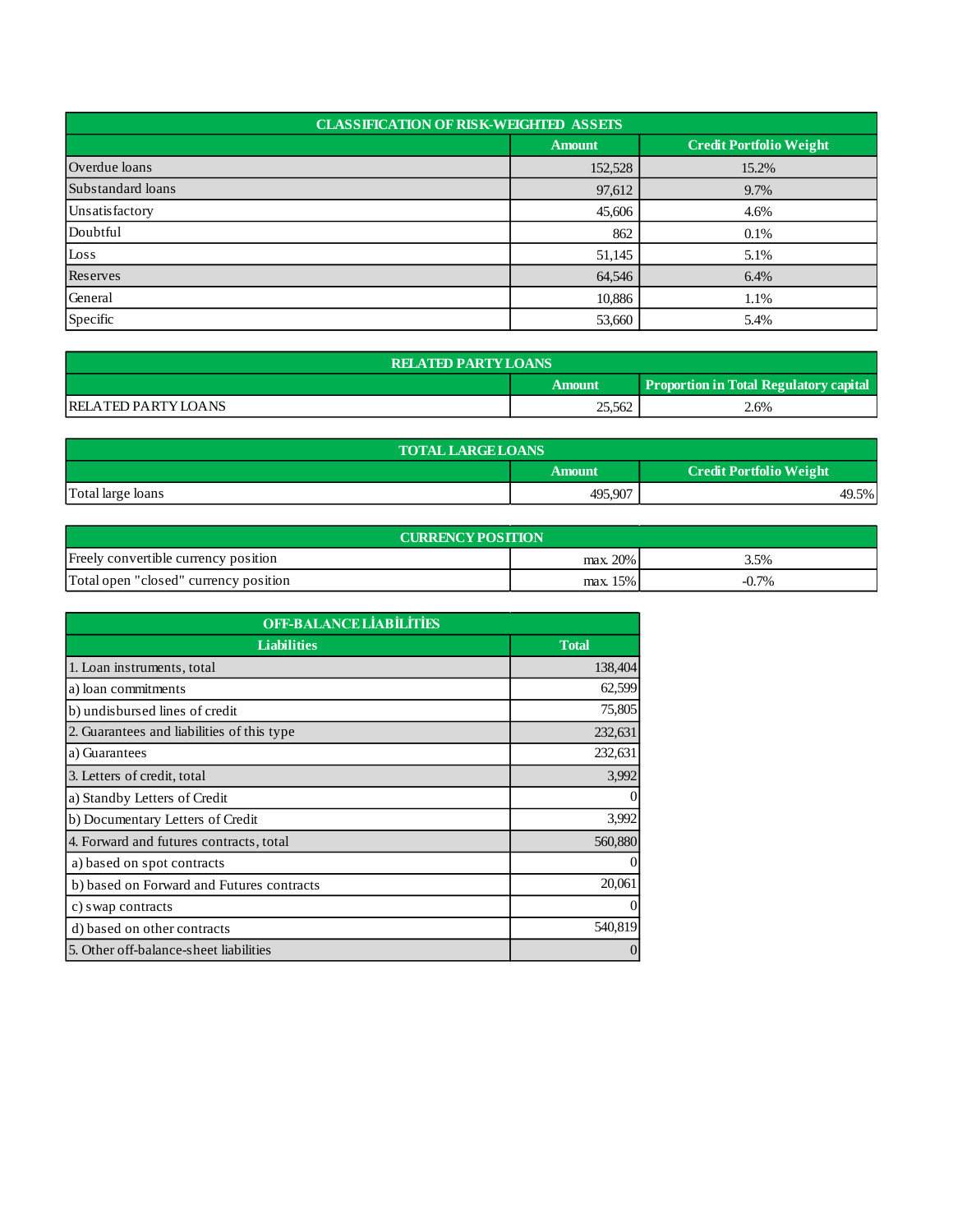| CLASSIFICATION OF RISK-WEIGHTED ASSETS | | |
|---|---|---|
| | Amount | Credit Portfolio Weight |
| Overdue loans | 152,528 | 15.2% |
| Substandard loans | 97,612 | 9.7% |
| Unsatisfactory | 45,606 | 4.6% |
| Doubtful | 862 | 0.1% |
| Loss | 51,145 | 5.1% |
| Reserves | 64,546 | 6.4% |
| General | 10,886 | 1.1% |
| Specific | 53,660 | 5.4% |

| RELATED PARTY LOANS | | |
|---|---|---|
| | Amount | Proportion in Total Regulatory capital |
| RELATED PARTY LOANS | 25,562 | 2.6% |

| TOTAL LARGE LOANS | | |
|---|---|---|
| | Amount | Credit Portfolio Weight |
| Total large loans | 495,907 | 49.5% |

| CURRENCY POSITION | | |
|---|---|---|
| Freely convertible currency position | max. 20% | 3.5% |
| Total open "closed" currency position | max. 15% | -0.7% |

| OFF-BALANCE LİABİLİTİES | |
|---|---|
| Liabilities | Total |
| 1. Loan instruments, total | 138,404 |
| a) loan commitments | 62,599 |
| b) undisbursed lines of credit | 75,805 |
| 2. Guarantees and liabilities of this type | 232,631 |
| a) Guarantees | 232,631 |
| 3. Letters of credit, total | 3,992 |
| a) Standby Letters of Credit | 0 |
| b) Documentary Letters of Credit | 3,992 |
| 4. Forward and futures contracts, total | 560,880 |
| a) based on spot contracts | 0 |
| b) based on Forward and Futures contracts | 20,061 |
| c) swap contracts | 0 |
| d) based on other contracts | 540,819 |
| 5. Other off-balance-sheet liabilities | 0 |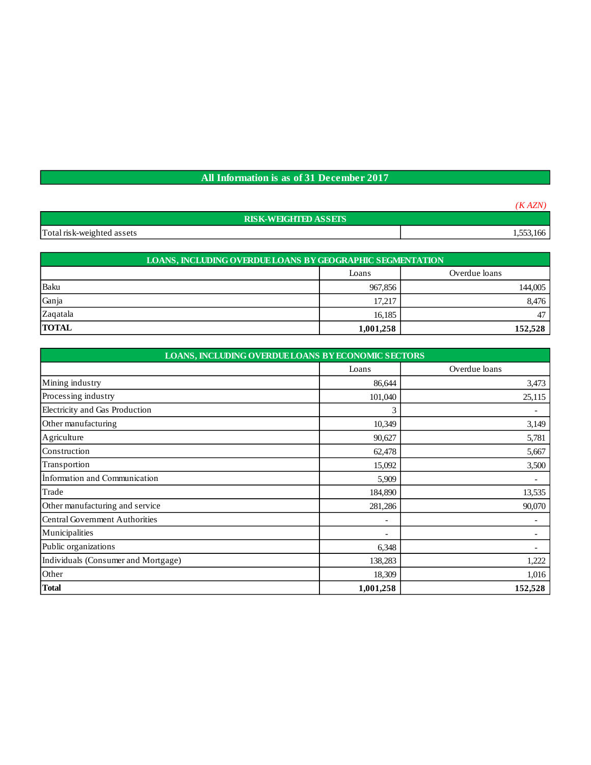## All Information is as of 31 December 2017

*(K AZN)*

| RISK-WEIGHTED ASSETS | |
|---|---|
| Total risk-weighted assets | 1,553,166 |

| LOANS, INCLUDING OVERDUE LOANS BY GEOGRAPHIC SEGMENTATION | | |
|---|---|---|
| | Loans | Overdue loans |
| Baku | 967,856 | 144,005 |
| Ganja | 17,217 | 8,476 |
| Zaqatala | 16,185 | 47 |
| **TOTAL** | **1,001,258** | **152,528** |

| LOANS, INCLUDING OVERDUE LOANS BY ECONOMIC SECTORS | | |
|---|---|---|
| | Loans | Overdue loans |
| Mining industry | 86,644 | 3,473 |
| Processing industry | 101,040 | 25,115 |
| Electricity and Gas Production | 3 | - |
| Other manufacturing | 10,349 | 3,149 |
| Agriculture | 90,627 | 5,781 |
| Construction | 62,478 | 5,667 |
| Transportion | 15,092 | 3,500 |
| İnformation and Communication | 5,909 | - |
| Trade | 184,890 | 13,535 |
| Other manufacturing and service | 281,286 | 90,070 |
| Central Government Authorities | - | - |
| Municipalities | - | - |
| Public organizations | 6,348 | - |
| Individuals (Consumer and Mortgage) | 138,283 | 1,222 |
| Other | 18,309 | 1,016 |
| **Total** | **1,001,258** | **152,528** |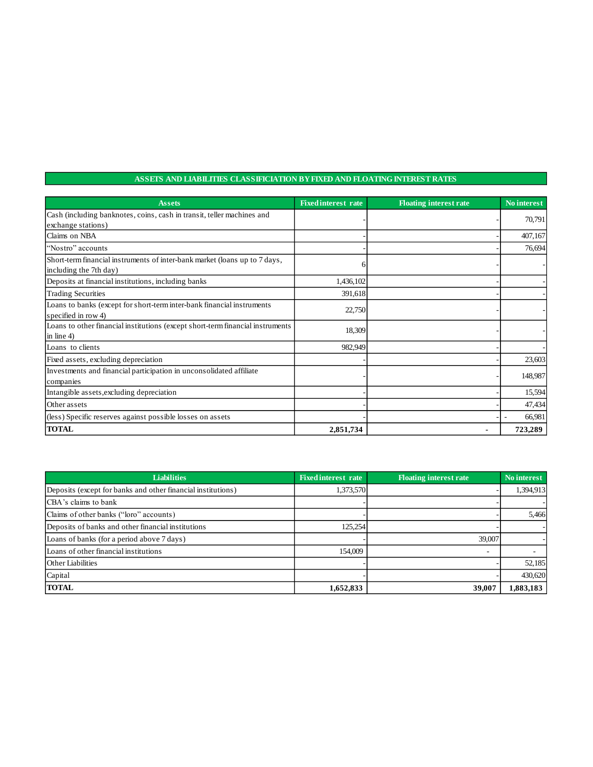## ASSETS AND LIABILITIES CLASSIFICIATION BY FIXED AND FLOATING INTEREST RATES

| Assets | Fixed interest rate | Floating interest rate | No interest |
|---|---|---|---|
| Cash (including banknotes, coins, cash in transit, teller machines and exchange stations) | - | - | 70,791 |
| Claims on NBA | - | - | 407,167 |
| "Nostro" accounts | - | - | 76,694 |
| Short-term financial instruments of inter-bank market (loans up to 7 days, including the 7th day) | 6 | - | - |
| Deposits at financial institutions, including banks | 1,436,102 | - | - |
| Trading Securities | 391,618 | - | - |
| Loans to banks (except for short-term inter-bank financial instruments specified in row 4) | 22,750 | - | - |
| Loans to other financial institutions (except short-term financial instruments in line 4) | 18,309 | - | - |
| Loans to clients | 982,949 | - | - |
| Fixed assets, excluding depreciation | - | - | 23,603 |
| Investments and financial participation in unconsolidated affiliate companies | - | - | 148,987 |
| Intangible assets,excluding depreciation | - | - | 15,594 |
| Other assets | - | - | 47,434 |
| (less) Specific reserves against possible losses on assets | - | - | - 66,981 |
| **TOTAL** | **2,851,734** | **-** | **723,289** |

| Liabilities | Fixed interest rate | Floating interest rate | No interest |
|---|---|---|---|
| Deposits (except for banks and other financial institutions) | 1,373,570 | - | 1,394,913 |
| CBA's claims to bank | - | - | - |
| Claims of other banks ("loro" accounts) | - | - | 5,466 |
| Deposits of banks and other financial institutions | 125,254 | - | - |
| Loans of banks (for a period above 7 days) | - | 39,007 | - |
| Loans of other financial institutions | 154,009 | - | - |
| Other Liabilities | - | - | 52,185 |
| Capital | - | - | 430,620 |
| **TOTAL** | **1,652,833** | **39,007** | **1,883,183** |